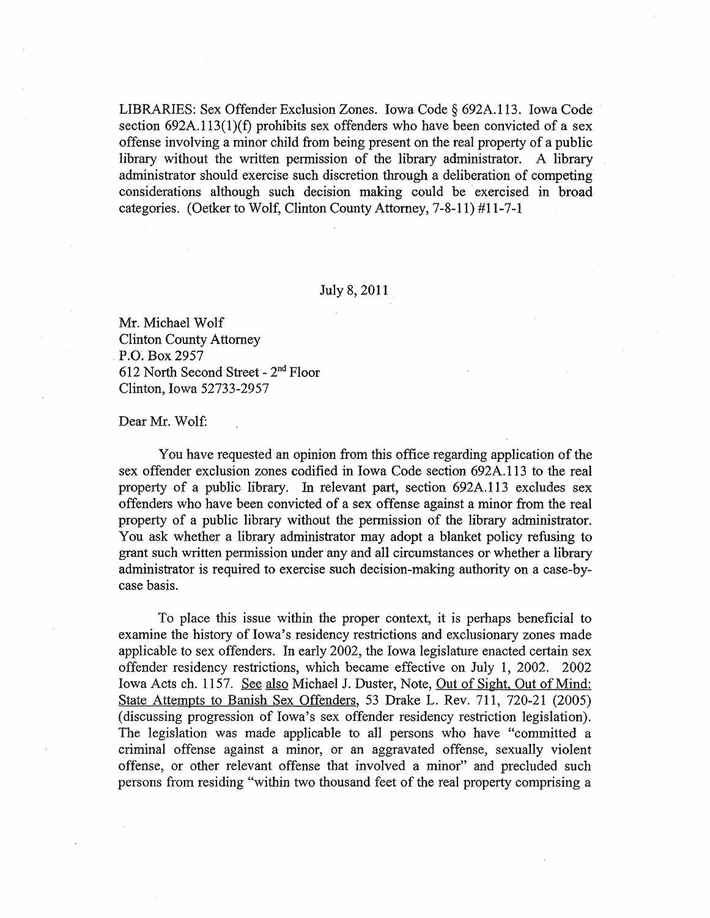LIBRARIES: Sex Offender Exclusion Zones. Iowa Code § 692A.113. Iowa Code section 692A.113(1)(f) prohibits sex offenders who have been convicted of a sex offense involving a minor child from being present on the real property of a public library without the written permission of the library administrator. A library administrator should exercise such discretion through a deliberation of competing considerations although such decision making could be exercised in broad categories. (Oetker to Wolf, Clinton County Attorney, 7-8-11) #11-7-1

July 8, 2011

Mr. Michael Wolf
Clinton County Attorney
P.O. Box 2957
612 North Second Street - 2nd Floor
Clinton, Iowa 52733-2957

Dear Mr. Wolf:

You have requested an opinion from this office regarding application of the sex offender exclusion zones codified in Iowa Code section 692A.113 to the real property of a public library. In relevant part, section 692A.113 excludes sex offenders who have been convicted of a sex offense against a minor from the real property of a public library without the permission of the library administrator. You ask whether a library administrator may adopt a blanket policy refusing to grant such written permission under any and all circumstances or whether a library administrator is required to exercise such decision-making authority on a case-by-case basis.

To place this issue within the proper context, it is perhaps beneficial to examine the history of Iowa's residency restrictions and exclusionary zones made applicable to sex offenders. In early 2002, the Iowa legislature enacted certain sex offender residency restrictions, which became effective on July 1, 2002. 2002 Iowa Acts ch. 1157. See also Michael J. Duster, Note, Out of Sight, Out of Mind: State Attempts to Banish Sex Offenders, 53 Drake L. Rev. 711, 720-21 (2005) (discussing progression of Iowa's sex offender residency restriction legislation). The legislation was made applicable to all persons who have "committed a criminal offense against a minor, or an aggravated offense, sexually violent offense, or other relevant offense that involved a minor" and precluded such persons from residing "within two thousand feet of the real property comprising a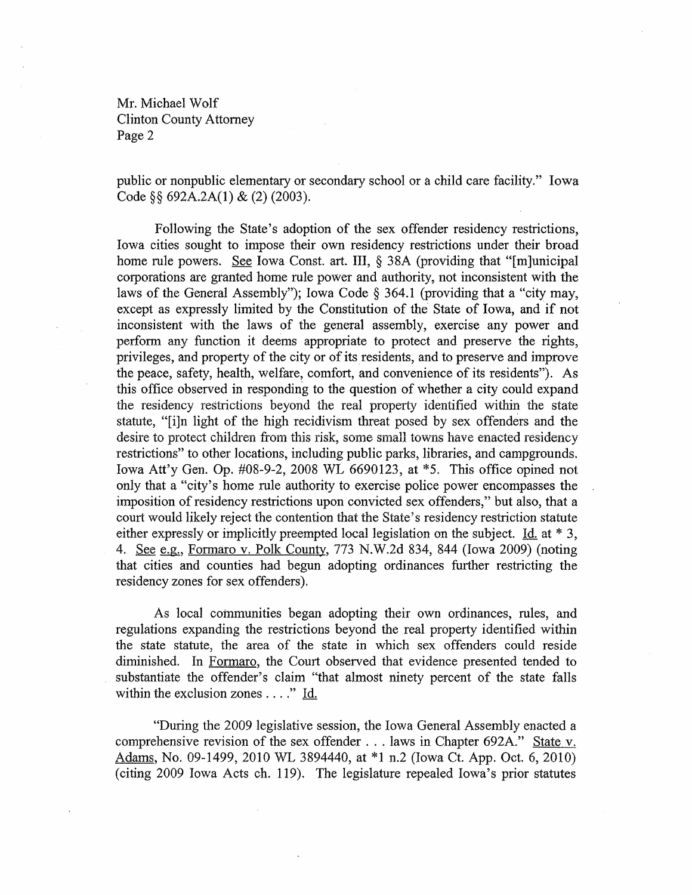public or nonpublic elementary or secondary school or a child care facility." Iowa Code §§ 692A.2A(1) & (2) (2003).

Following the State's adoption of the sex offender residency restrictions, Iowa cities sought to impose their own residency restrictions under their broad home rule powers. See Iowa Const. art. III, § 38A (providing that "[m]unicipal corporations are granted home rule power and authority, not inconsistent with the laws of the General Assembly"); Iowa Code § 364.1 (providing that a "city may, except as expressly limited by the Constitution of the State of Iowa, and if not inconsistent with the laws of the general assembly, exercise any power and perform any function it deems appropriate to protect and preserve the rights, privileges, and property of the city or of its residents, and to preserve and improve the peace, safety, health, welfare, comfort, and convenience of its residents"). As this office observed in responding to the question of whether a city could expand the residency restrictions beyond the real property identified within the state statute, "[i]n light of the high recidivism threat posed by sex offenders and the desire to protect children from this risk, some small towns have enacted residency restrictions" to other locations, including public parks, libraries, and campgrounds. Iowa Att'y Gen. Op. #08-9-2, 2008 WL 6690123, at *5. This office opined not only that a "city's home rule authority to exercise police power encompasses the imposition of residency restrictions upon convicted sex offenders," but also, that a court would likely reject the contention that the State's residency restriction statute either expressly or implicitly preempted local legislation on the subject. Id. at * 3, 4. See e.g., Formaro v. Polk County, 773 N.W.2d 834, 844 (Iowa 2009) (noting that cities and counties had begun adopting ordinances further restricting the residency zones for sex offenders).

As local communities began adopting their own ordinances, rules, and regulations expanding the restrictions beyond the real property identified within the state statute, the area of the state in which sex offenders could reside diminished. In Formaro, the Court observed that evidence presented tended to substantiate the offender's claim "that almost ninety percent of the state falls within the exclusion zones . . . ." Id.

"During the 2009 legislative session, the Iowa General Assembly enacted a comprehensive revision of the sex offender . . . laws in Chapter 692A." State v. Adams, No. 09-1499, 2010 WL 3894440, at *1 n.2 (Iowa Ct. App. Oct. 6, 2010) (citing 2009 Iowa Acts ch. 119). The legislature repealed Iowa's prior statutes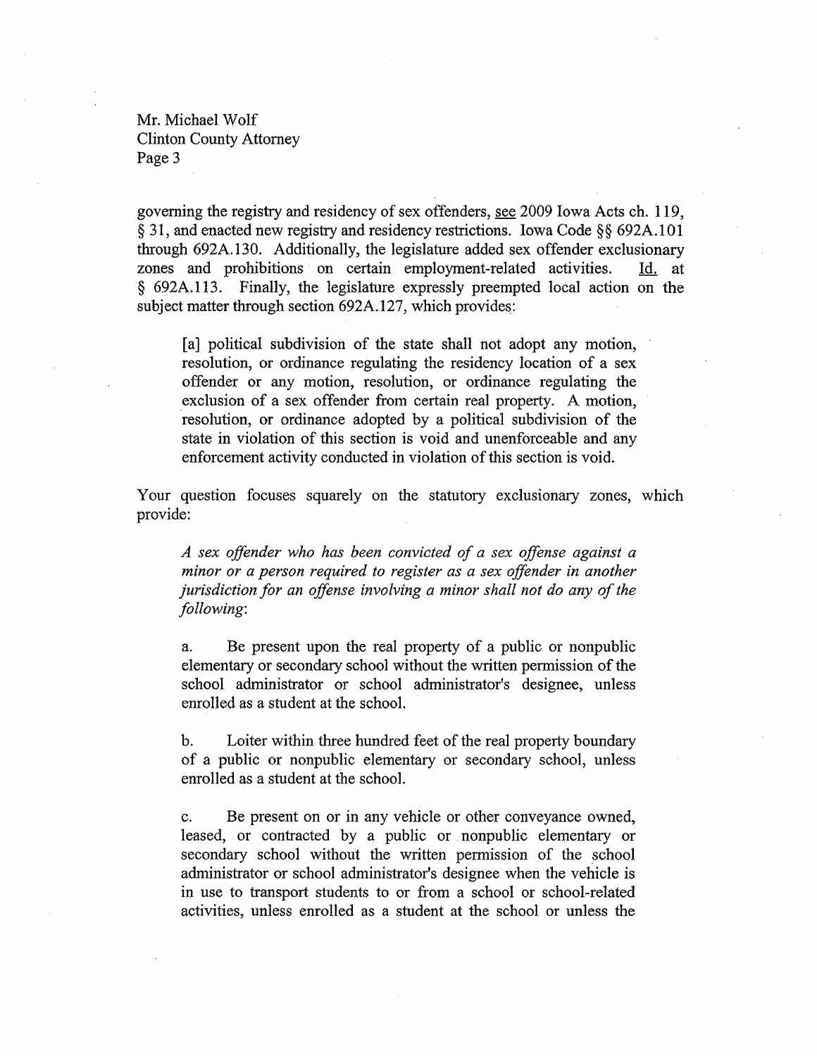governing the registry and residency of sex offenders, see 2009 Iowa Acts ch. 119, § 31, and enacted new registry and residency restrictions. Iowa Code §§ 692A.101 through 692A.130. Additionally, the legislature added sex offender exclusionary zones and prohibitions on certain employment-related activities. Id. at § 692A.113. Finally, the legislature expressly preempted local action on the subject matter through section 692A.127, which provides:

> [a] political subdivision of the state shall not adopt any motion, resolution, or ordinance regulating the residency location of a sex offender or any motion, resolution, or ordinance regulating the exclusion of a sex offender from certain real property. A motion, resolution, or ordinance adopted by a political subdivision of the state in violation of this section is void and unenforceable and any enforcement activity conducted in violation of this section is void.

Your question focuses squarely on the statutory exclusionary zones, which provide:

> *A sex offender who has been convicted of a sex offense against a minor or a person required to register as a sex offender in another jurisdiction for an offense involving a minor shall not do any of the following*:
>
> a. Be present upon the real property of a public or nonpublic elementary or secondary school without the written permission of the school administrator or school administrator's designee, unless enrolled as a student at the school.
>
> b. Loiter within three hundred feet of the real property boundary of a public or nonpublic elementary or secondary school, unless enrolled as a student at the school.
>
> c. Be present on or in any vehicle or other conveyance owned, leased, or contracted by a public or nonpublic elementary or secondary school without the written permission of the school administrator or school administrator's designee when the vehicle is in use to transport students to or from a school or school-related activities, unless enrolled as a student at the school or unless the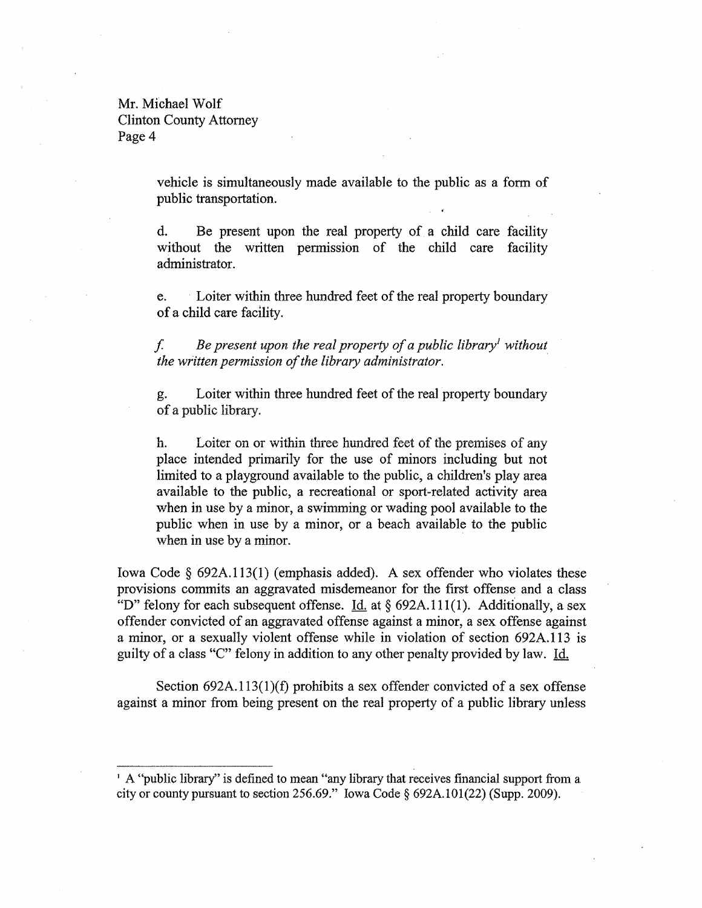vehicle is simultaneously made available to the public as a form of public transportation.

d. Be present upon the real property of a child care facility without the written permission of the child care facility administrator.

e. Loiter within three hundred feet of the real property boundary of a child care facility.

*f. Be present upon the real property of a public library*[1] *without the written permission of the library administrator.*

g. Loiter within three hundred feet of the real property boundary of a public library.

h. Loiter on or within three hundred feet of the premises of any place intended primarily for the use of minors including but not limited to a playground available to the public, a children's play area available to the public, a recreational or sport-related activity area when in use by a minor, a swimming or wading pool available to the public when in use by a minor, or a beach available to the public when in use by a minor.

Iowa Code § 692A.113(1) (emphasis added). A sex offender who violates these provisions commits an aggravated misdemeanor for the first offense and a class "D" felony for each subsequent offense. Id. at § 692A.111(1). Additionally, a sex offender convicted of an aggravated offense against a minor, a sex offense against a minor, or a sexually violent offense while in violation of section 692A.113 is guilty of a class "C" felony in addition to any other penalty provided by law. Id.

Section 692A.113(1)(f) prohibits a sex offender convicted of a sex offense against a minor from being present on the real property of a public library unless

---

[1] A "public library" is defined to mean "any library that receives financial support from a city or county pursuant to section 256.69." Iowa Code § 692A.101(22) (Supp. 2009).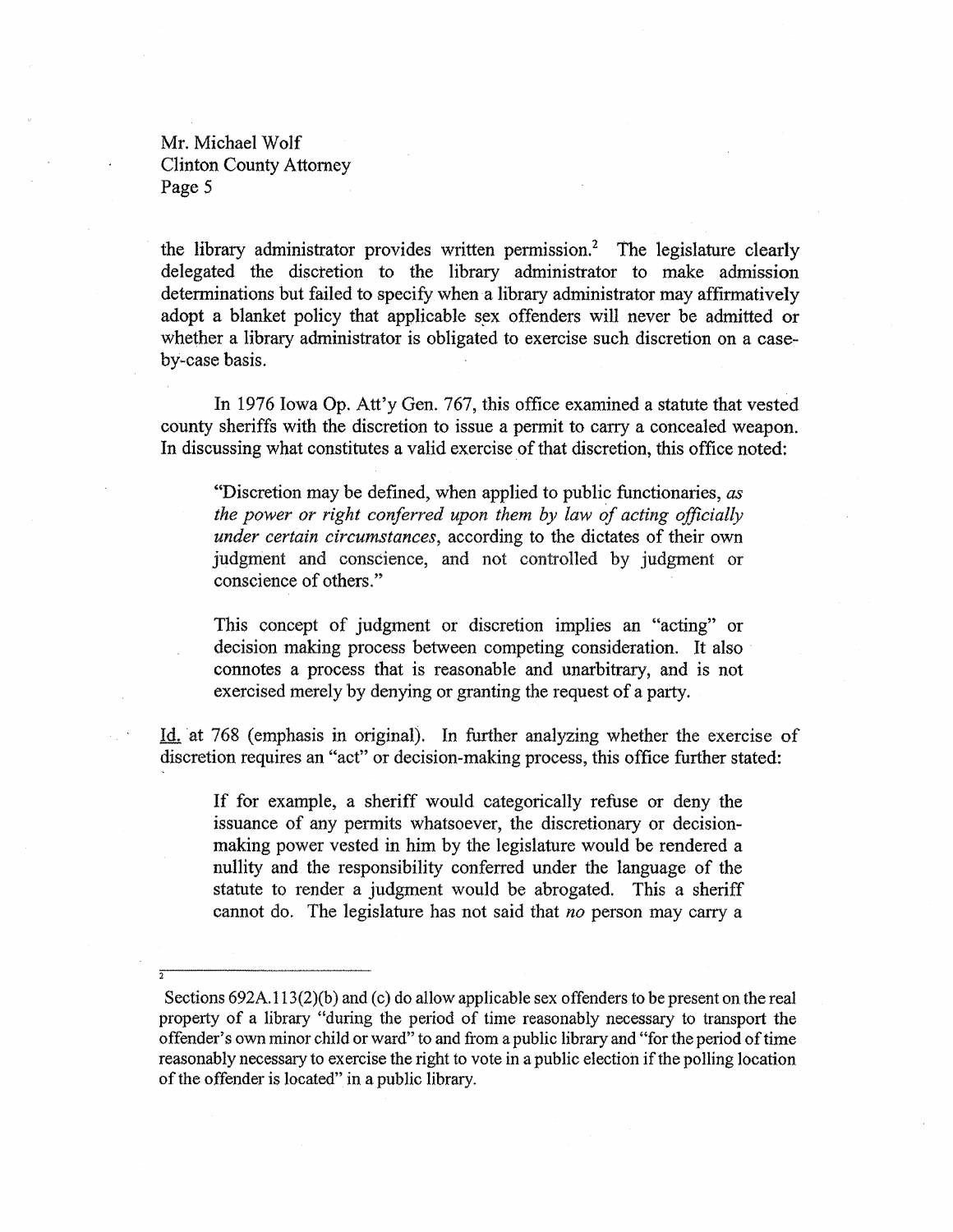the library administrator provides written permission.[2] The legislature clearly delegated the discretion to the library administrator to make admission determinations but failed to specify when a library administrator may affirmatively adopt a blanket policy that applicable sex offenders will never be admitted or whether a library administrator is obligated to exercise such discretion on a case-by-case basis.

In 1976 Iowa Op. Att'y Gen. 767, this office examined a statute that vested county sheriffs with the discretion to issue a permit to carry a concealed weapon. In discussing what constitutes a valid exercise of that discretion, this office noted:

> "Discretion may be defined, when applied to public functionaries, *as the power or right conferred upon them by law of acting officially under certain circumstances*, according to the dictates of their own judgment and conscience, and not controlled by judgment or conscience of others."
>
> This concept of judgment or discretion implies an "acting" or decision making process between competing consideration. It also connotes a process that is reasonable and unarbitrary, and is not exercised merely by denying or granting the request of a party.

Id. at 768 (emphasis in original). In further analyzing whether the exercise of discretion requires an "act" or decision-making process, this office further stated:

> If for example, a sheriff would categorically refuse or deny the issuance of any permits whatsoever, the discretionary or decision-making power vested in him by the legislature would be rendered a nullity and the responsibility conferred under the language of the statute to render a judgment would be abrogated. This a sheriff cannot do. The legislature has not said that *no* person may carry a

---

[2] Sections 692A.113(2)(b) and (c) do allow applicable sex offenders to be present on the real property of a library "during the period of time reasonably necessary to transport the offender's own minor child or ward" to and from a public library and "for the period of time reasonably necessary to exercise the right to vote in a public election if the polling location of the offender is located" in a public library.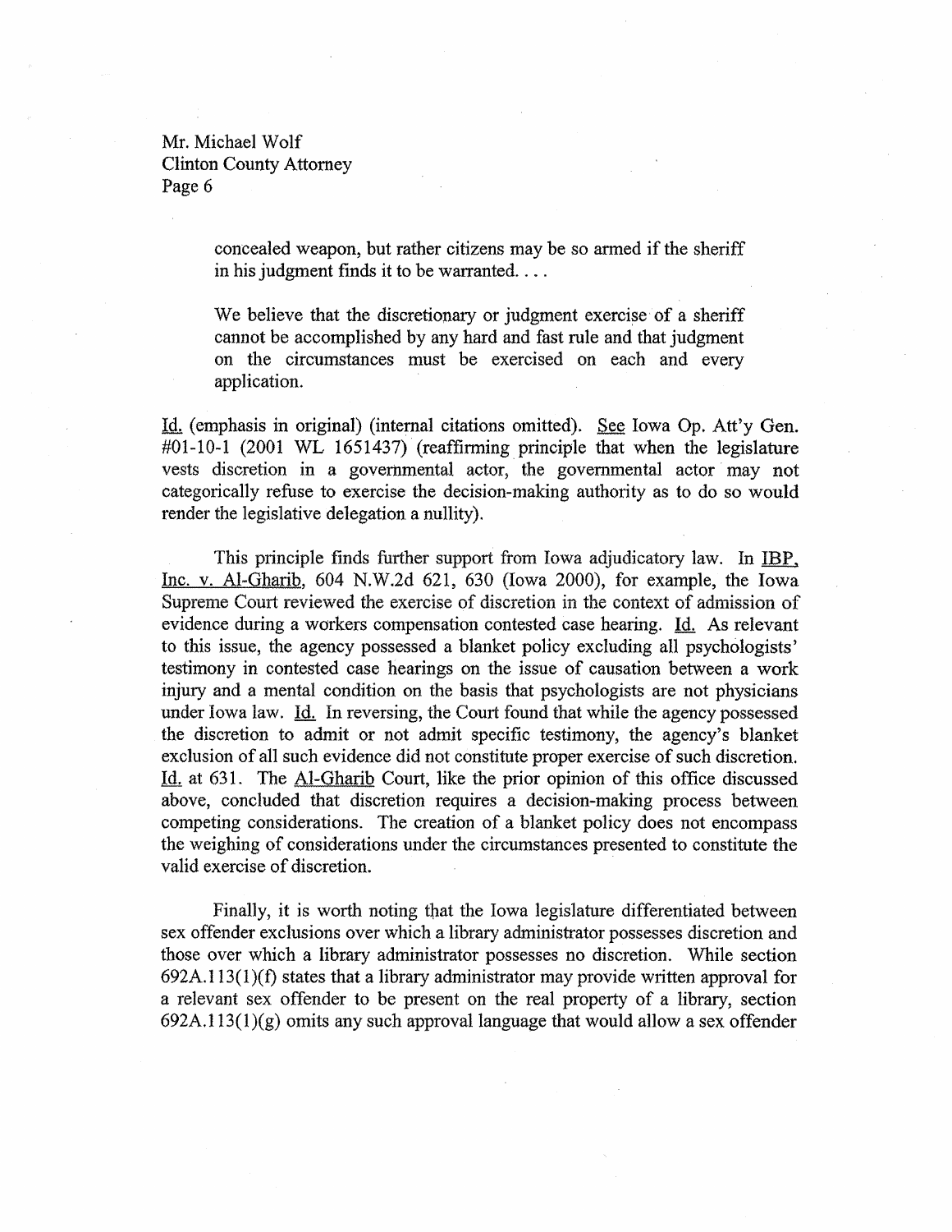concealed weapon, but rather citizens may be so armed if the sheriff in his judgment finds it to be warranted. . . .

> We believe that the discretionary or judgment exercise of a sheriff cannot be accomplished by any hard and fast rule and that judgment on the circumstances must be exercised on each and every application.

Id. (emphasis in original) (internal citations omitted). See Iowa Op. Att'y Gen. #01-10-1 (2001 WL 1651437) (reaffirming principle that when the legislature vests discretion in a governmental actor, the governmental actor may not categorically refuse to exercise the decision-making authority as to do so would render the legislative delegation a nullity).

This principle finds further support from Iowa adjudicatory law. In IBP, Inc. v. Al-Gharib, 604 N.W.2d 621, 630 (Iowa 2000), for example, the Iowa Supreme Court reviewed the exercise of discretion in the context of admission of evidence during a workers compensation contested case hearing. Id. As relevant to this issue, the agency possessed a blanket policy excluding all psychologists' testimony in contested case hearings on the issue of causation between a work injury and a mental condition on the basis that psychologists are not physicians under Iowa law. Id. In reversing, the Court found that while the agency possessed the discretion to admit or not admit specific testimony, the agency's blanket exclusion of all such evidence did not constitute proper exercise of such discretion. Id. at 631. The Al-Gharib Court, like the prior opinion of this office discussed above, concluded that discretion requires a decision-making process between competing considerations. The creation of a blanket policy does not encompass the weighing of considerations under the circumstances presented to constitute the valid exercise of discretion.

Finally, it is worth noting that the Iowa legislature differentiated between sex offender exclusions over which a library administrator possesses discretion and those over which a library administrator possesses no discretion. While section 692A.113(1)(f) states that a library administrator may provide written approval for a relevant sex offender to be present on the real property of a library, section 692A.113(1)(g) omits any such approval language that would allow a sex offender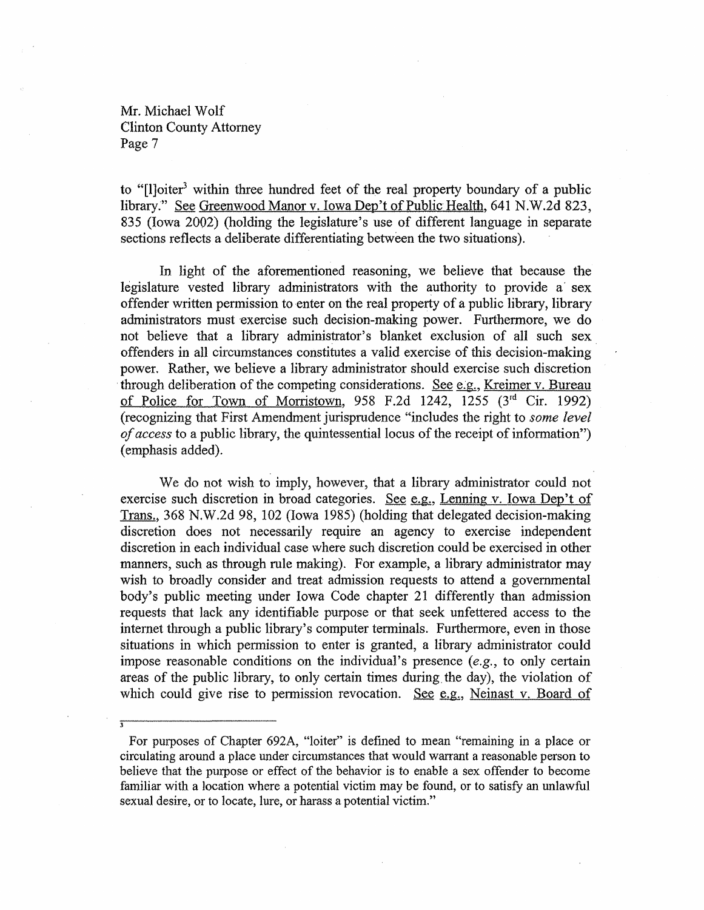to "[l]oiter[3] within three hundred feet of the real property boundary of a public library." See Greenwood Manor v. Iowa Dep't of Public Health, 641 N.W.2d 823, 835 (Iowa 2002) (holding the legislature's use of different language in separate sections reflects a deliberate differentiating between the two situations).

In light of the aforementioned reasoning, we believe that because the legislature vested library administrators with the authority to provide a sex offender written permission to enter on the real property of a public library, library administrators must exercise such decision-making power. Furthermore, we do not believe that a library administrator's blanket exclusion of all such sex offenders in all circumstances constitutes a valid exercise of this decision-making power. Rather, we believe a library administrator should exercise such discretion through deliberation of the competing considerations. See e.g., Kreimer v. Bureau of Police for Town of Morristown, 958 F.2d 1242, 1255 (3rd Cir. 1992) (recognizing that First Amendment jurisprudence "includes the right to *some level of access* to a public library, the quintessential locus of the receipt of information") (emphasis added).

We do not wish to imply, however, that a library administrator could not exercise such discretion in broad categories. See e.g., Lenning v. Iowa Dep't of Trans., 368 N.W.2d 98, 102 (Iowa 1985) (holding that delegated decision-making discretion does not necessarily require an agency to exercise independent discretion in each individual case where such discretion could be exercised in other manners, such as through rule making). For example, a library administrator may wish to broadly consider and treat admission requests to attend a governmental body's public meeting under Iowa Code chapter 21 differently than admission requests that lack any identifiable purpose or that seek unfettered access to the internet through a public library's computer terminals. Furthermore, even in those situations in which permission to enter is granted, a library administrator could impose reasonable conditions on the individual's presence (*e.g.*, to only certain areas of the public library, to only certain times during the day), the violation of which could give rise to permission revocation. See e.g., Neinast v. Board of

---

[3] For purposes of Chapter 692A, "loiter" is defined to mean "remaining in a place or circulating around a place under circumstances that would warrant a reasonable person to believe that the purpose or effect of the behavior is to enable a sex offender to become familiar with a location where a potential victim may be found, or to satisfy an unlawful sexual desire, or to locate, lure, or harass a potential victim."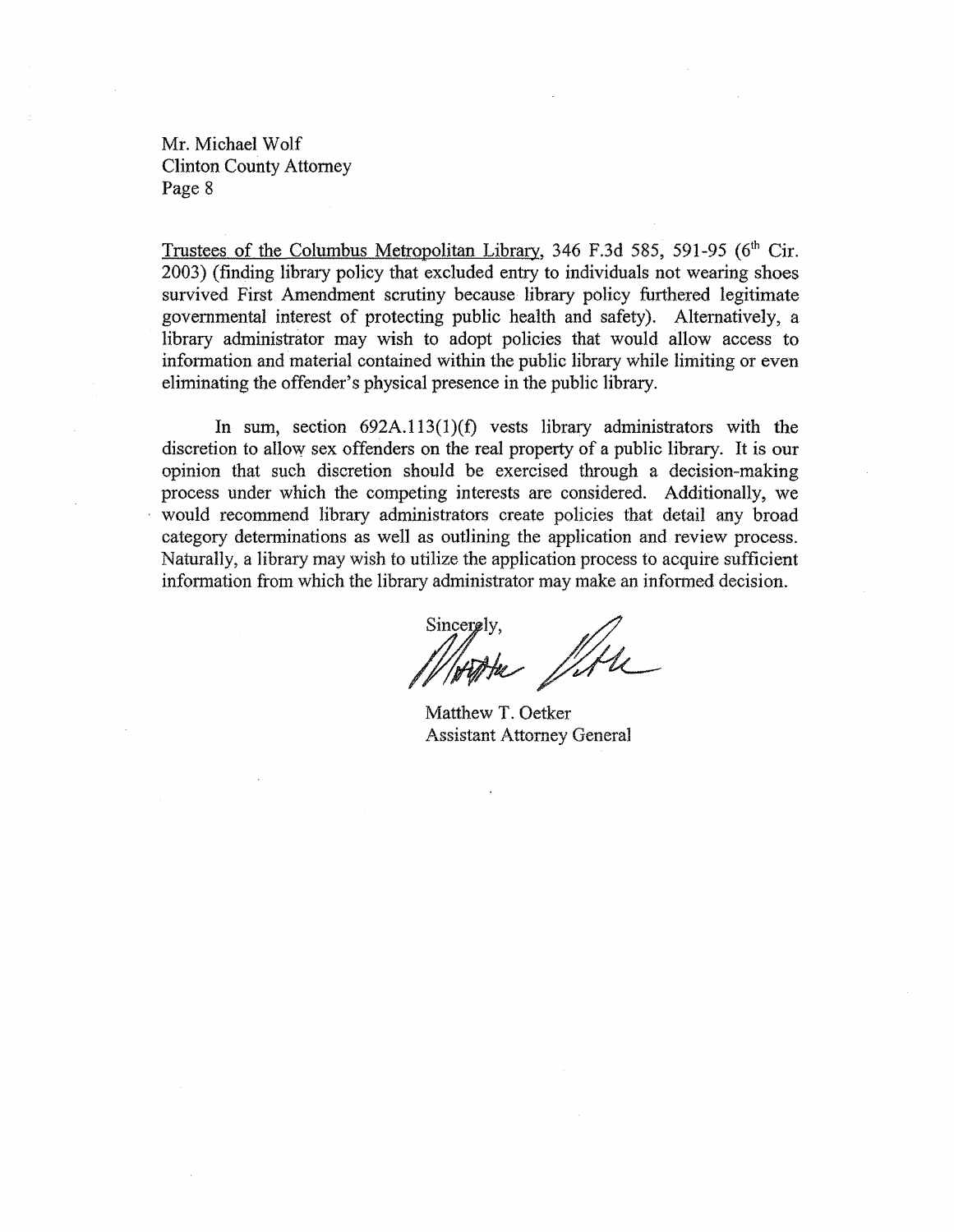Mr. Michael Wolf
Clinton County Attorney

Trustees of the Columbus Metropolitan Library, 346 F.3d 585, 591-95 (6th Cir. 2003) (finding library policy that excluded entry to individuals not wearing shoes survived First Amendment scrutiny because library policy furthered legitimate governmental interest of protecting public health and safety). Alternatively, a library administrator may wish to adopt policies that would allow access to information and material contained within the public library while limiting or even eliminating the offender's physical presence in the public library.

In sum, section 692A.113(1)(f) vests library administrators with the discretion to allow sex offenders on the real property of a public library. It is our opinion that such discretion should be exercised through a decision-making process under which the competing interests are considered. Additionally, we would recommend library administrators create policies that detail any broad category determinations as well as outlining the application and review process. Naturally, a library may wish to utilize the application process to acquire sufficient information from which the library administrator may make an informed decision.

Sincerely,

Matthew T. Oetker
Assistant Attorney General